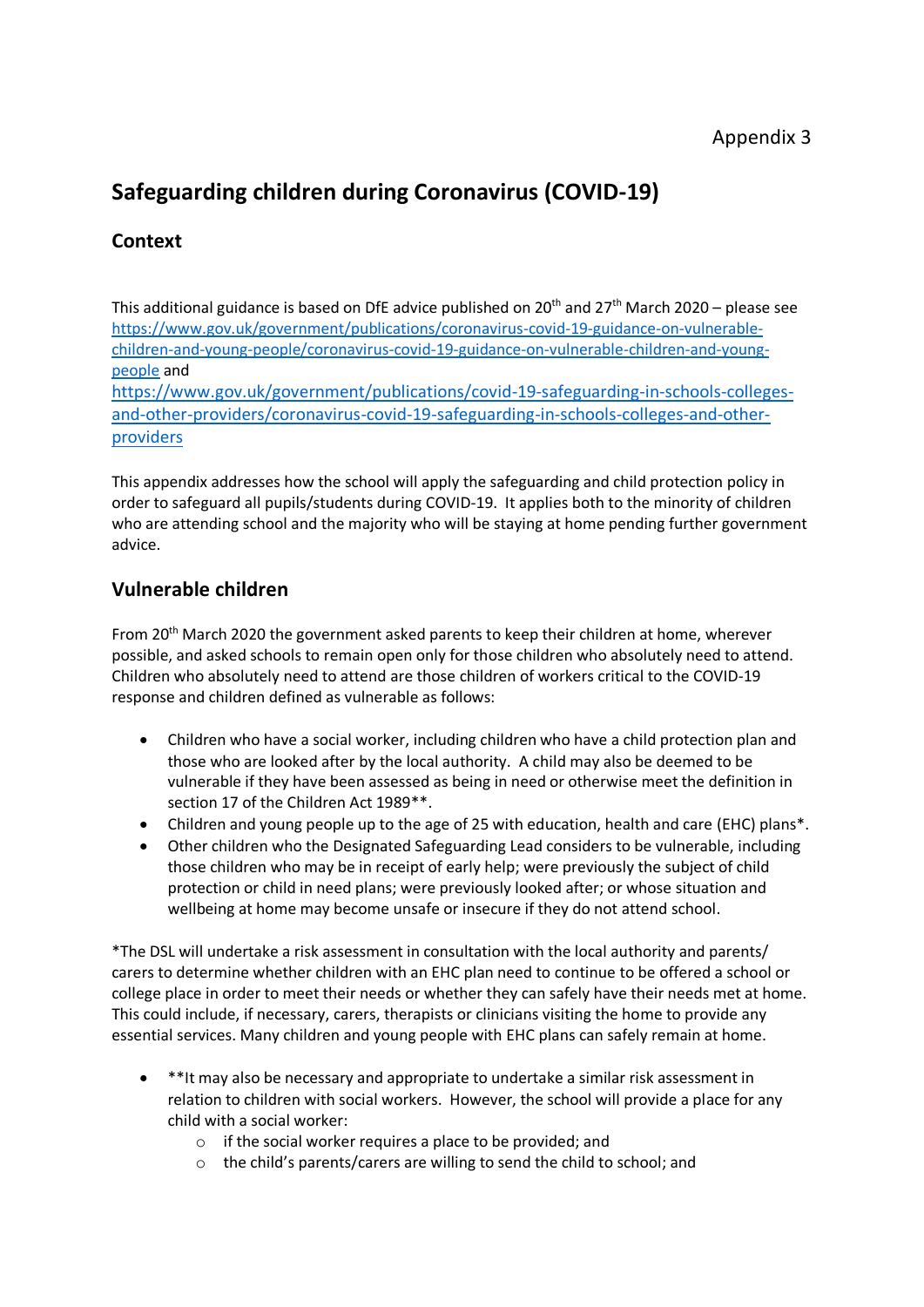Appendix 3

# Safeguarding children during Coronavirus (COVID-19)

## Context

This additional guidance is based on DfE advice published on 20th and 27th March 2020 – please see [https://www.gov.uk/government/publications/coronavirus-covid-19-guidance-on-vulnerable-children-and-young-people/coronavirus-covid-19-guidance-on-vulnerable-children-and-young-people](https://www.gov.uk/government/publications/coronavirus-covid-19-guidance-on-vulnerable-children-and-young-people/coronavirus-covid-19-guidance-on-vulnerable-children-and-young-people) and [https://www.gov.uk/government/publications/covid-19-safeguarding-in-schools-colleges-and-other-providers/coronavirus-covid-19-safeguarding-in-schools-colleges-and-other-providers](https://www.gov.uk/government/publications/covid-19-safeguarding-in-schools-colleges-and-other-providers/coronavirus-covid-19-safeguarding-in-schools-colleges-and-other-providers)

This appendix addresses how the school will apply the safeguarding and child protection policy in order to safeguard all pupils/students during COVID-19. It applies both to the minority of children who are attending school and the majority who will be staying at home pending further government advice.

## Vulnerable children

From 20th March 2020 the government asked parents to keep their children at home, wherever possible, and asked schools to remain open only for those children who absolutely need to attend. Children who absolutely need to attend are those children of workers critical to the COVID-19 response and children defined as vulnerable as follows:

- Children who have a social worker, including children who have a child protection plan and those who are looked after by the local authority. A child may also be deemed to be vulnerable if they have been assessed as being in need or otherwise meet the definition in section 17 of the Children Act 1989**.
- Children and young people up to the age of 25 with education, health and care (EHC) plans*.
- Other children who the Designated Safeguarding Lead considers to be vulnerable, including those children who may be in receipt of early help; were previously the subject of child protection or child in need plans; were previously looked after; or whose situation and wellbeing at home may become unsafe or insecure if they do not attend school.

*The DSL will undertake a risk assessment in consultation with the local authority and parents/ carers to determine whether children with an EHC plan need to continue to be offered a school or college place in order to meet their needs or whether they can safely have their needs met at home. This could include, if necessary, carers, therapists or clinicians visiting the home to provide any essential services. Many children and young people with EHC plans can safely remain at home.

- **It may also be necessary and appropriate to undertake a similar risk assessment in relation to children with social workers. However, the school will provide a place for any child with a social worker:
  - if the social worker requires a place to be provided; and
  - the child's parents/carers are willing to send the child to school; and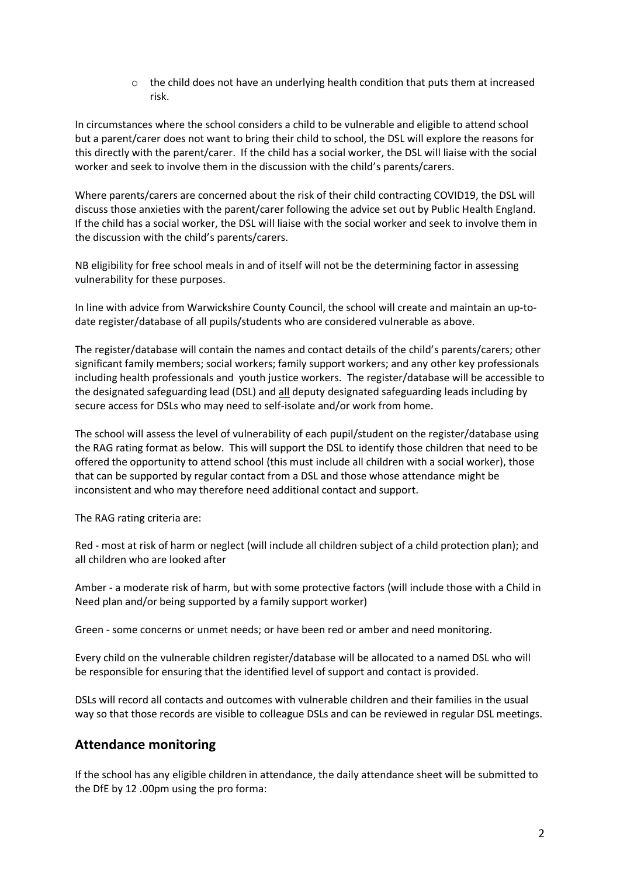- the child does not have an underlying health condition that puts them at increased risk.

In circumstances where the school considers a child to be vulnerable and eligible to attend school but a parent/carer does not want to bring their child to school, the DSL will explore the reasons for this directly with the parent/carer. If the child has a social worker, the DSL will liaise with the social worker and seek to involve them in the discussion with the child's parents/carers.

Where parents/carers are concerned about the risk of their child contracting COVID19, the DSL will discuss those anxieties with the parent/carer following the advice set out by Public Health England. If the child has a social worker, the DSL will liaise with the social worker and seek to involve them in the discussion with the child's parents/carers.

NB eligibility for free school meals in and of itself will not be the determining factor in assessing vulnerability for these purposes.

In line with advice from Warwickshire County Council, the school will create and maintain an up-to-date register/database of all pupils/students who are considered vulnerable as above.

The register/database will contain the names and contact details of the child's parents/carers; other significant family members; social workers; family support workers; and any other key professionals including health professionals and youth justice workers. The register/database will be accessible to the designated safeguarding lead (DSL) and <u>all</u> deputy designated safeguarding leads including by secure access for DSLs who may need to self-isolate and/or work from home.

The school will assess the level of vulnerability of each pupil/student on the register/database using the RAG rating format as below. This will support the DSL to identify those children that need to be offered the opportunity to attend school (this must include all children with a social worker), those that can be supported by regular contact from a DSL and those whose attendance might be inconsistent and who may therefore need additional contact and support.

The RAG rating criteria are:

Red - most at risk of harm or neglect (will include all children subject of a child protection plan); and all children who are looked after

Amber - a moderate risk of harm, but with some protective factors (will include those with a Child in Need plan and/or being supported by a family support worker)

Green - some concerns or unmet needs; or have been red or amber and need monitoring.

Every child on the vulnerable children register/database will be allocated to a named DSL who will be responsible for ensuring that the identified level of support and contact is provided.

DSLs will record all contacts and outcomes with vulnerable children and their families in the usual way so that those records are visible to colleague DSLs and can be reviewed in regular DSL meetings.

## Attendance monitoring

If the school has any eligible children in attendance, the daily attendance sheet will be submitted to the DfE by 12 .00pm using the pro forma: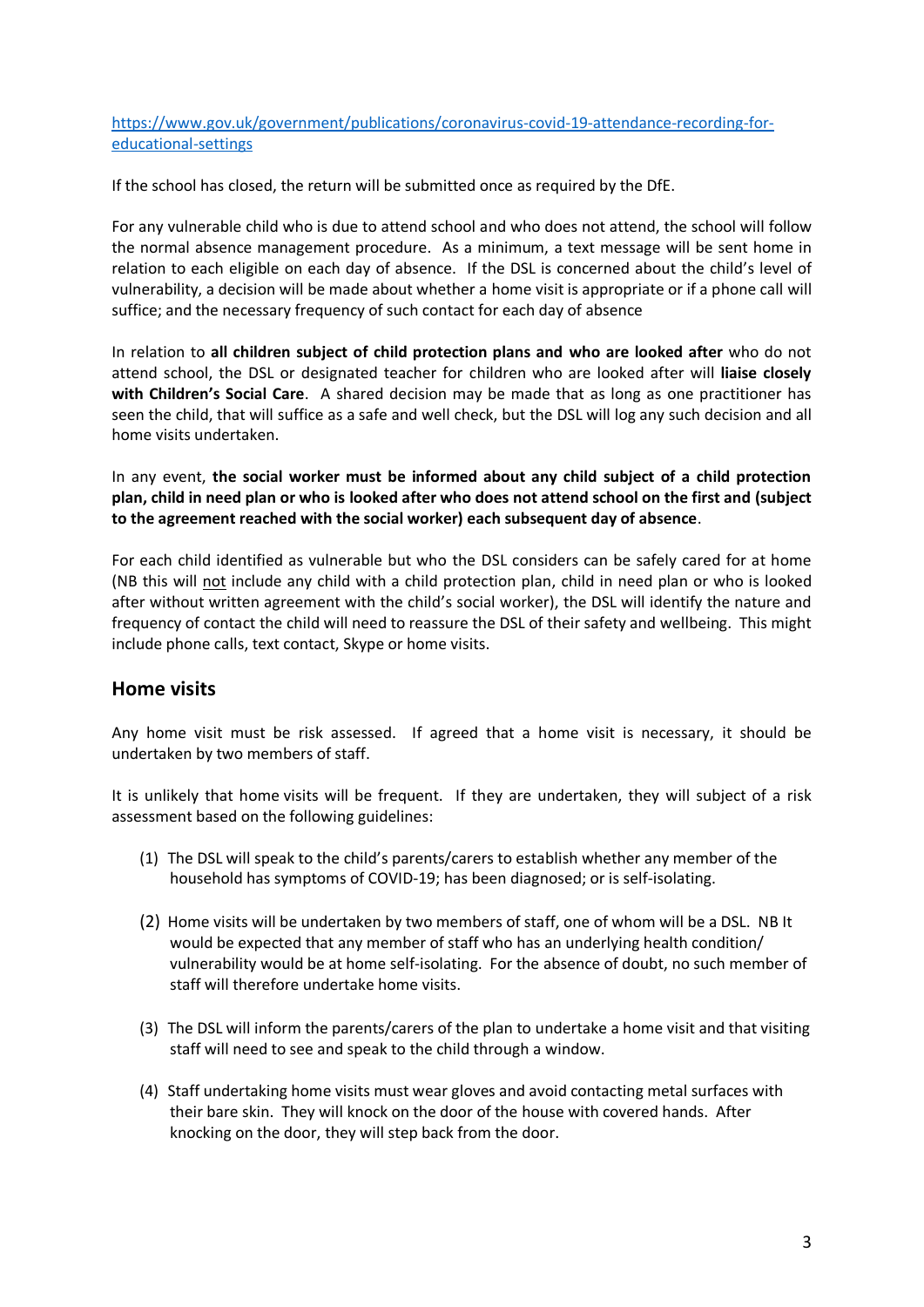[https://www.gov.uk/government/publications/coronavirus-covid-19-attendance-recording-for-educational-settings](https://www.gov.uk/government/publications/coronavirus-covid-19-attendance-recording-for-educational-settings)

If the school has closed, the return will be submitted once as required by the DfE.

For any vulnerable child who is due to attend school and who does not attend, the school will follow the normal absence management procedure. As a minimum, a text message will be sent home in relation to each eligible on each day of absence. If the DSL is concerned about the child's level of vulnerability, a decision will be made about whether a home visit is appropriate or if a phone call will suffice; and the necessary frequency of such contact for each day of absence

In relation to **all children subject of child protection plans and who are looked after** who do not attend school, the DSL or designated teacher for children who are looked after will **liaise closely with Children's Social Care**. A shared decision may be made that as long as one practitioner has seen the child, that will suffice as a safe and well check, but the DSL will log any such decision and all home visits undertaken.

In any event, **the social worker must be informed about any child subject of a child protection plan, child in need plan or who is looked after who does not attend school on the first and (subject to the agreement reached with the social worker) each subsequent day of absence**.

For each child identified as vulnerable but who the DSL considers can be safely cared for at home (NB this will not include any child with a child protection plan, child in need plan or who is looked after without written agreement with the child's social worker), the DSL will identify the nature and frequency of contact the child will need to reassure the DSL of their safety and wellbeing. This might include phone calls, text contact, Skype or home visits.

## Home visits

Any home visit must be risk assessed. If agreed that a home visit is necessary, it should be undertaken by two members of staff.

It is unlikely that home visits will be frequent. If they are undertaken, they will subject of a risk assessment based on the following guidelines:

(1) The DSL will speak to the child's parents/carers to establish whether any member of the household has symptoms of COVID-19; has been diagnosed; or is self-isolating.

(2) Home visits will be undertaken by two members of staff, one of whom will be a DSL. NB It would be expected that any member of staff who has an underlying health condition/ vulnerability would be at home self-isolating. For the absence of doubt, no such member of staff will therefore undertake home visits.

(3) The DSL will inform the parents/carers of the plan to undertake a home visit and that visiting staff will need to see and speak to the child through a window.

(4) Staff undertaking home visits must wear gloves and avoid contacting metal surfaces with their bare skin. They will knock on the door of the house with covered hands. After knocking on the door, they will step back from the door.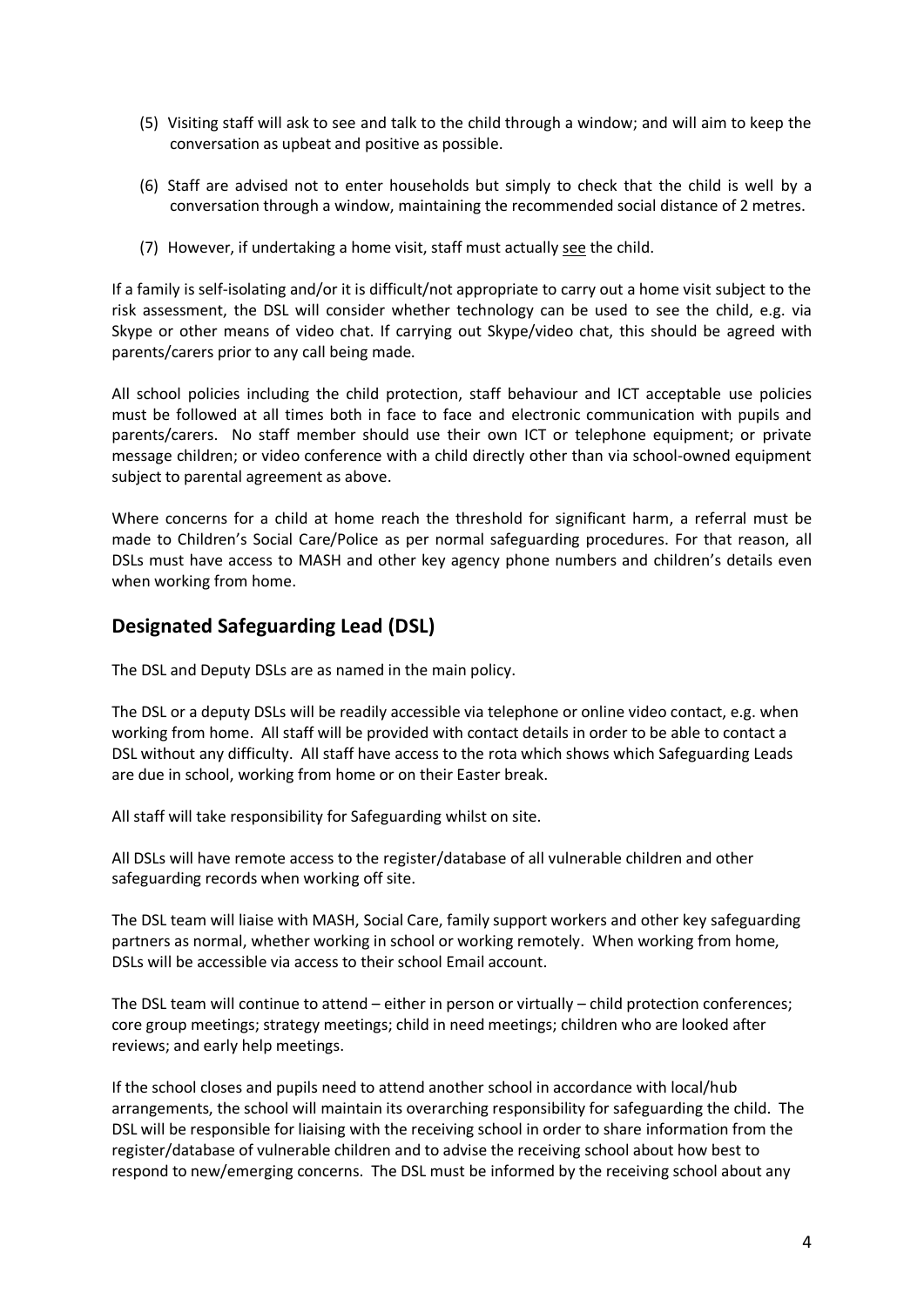(5) Visiting staff will ask to see and talk to the child through a window; and will aim to keep the conversation as upbeat and positive as possible.

(6) Staff are advised not to enter households but simply to check that the child is well by a conversation through a window, maintaining the recommended social distance of 2 metres.

(7) However, if undertaking a home visit, staff must actually <u>see</u> the child.

If a family is self-isolating and/or it is difficult/not appropriate to carry out a home visit subject to the risk assessment, the DSL will consider whether technology can be used to see the child, e.g. via Skype or other means of video chat. If carrying out Skype/video chat, this should be agreed with parents/carers prior to any call being made.

All school policies including the child protection, staff behaviour and ICT acceptable use policies must be followed at all times both in face to face and electronic communication with pupils and parents/carers. No staff member should use their own ICT or telephone equipment; or private message children; or video conference with a child directly other than via school-owned equipment subject to parental agreement as above.

Where concerns for a child at home reach the threshold for significant harm, a referral must be made to Children's Social Care/Police as per normal safeguarding procedures. For that reason, all DSLs must have access to MASH and other key agency phone numbers and children's details even when working from home.

## Designated Safeguarding Lead (DSL)

The DSL and Deputy DSLs are as named in the main policy.

The DSL or a deputy DSLs will be readily accessible via telephone or online video contact, e.g. when working from home. All staff will be provided with contact details in order to be able to contact a DSL without any difficulty. All staff have access to the rota which shows which Safeguarding Leads are due in school, working from home or on their Easter break.

All staff will take responsibility for Safeguarding whilst on site.

All DSLs will have remote access to the register/database of all vulnerable children and other safeguarding records when working off site.

The DSL team will liaise with MASH, Social Care, family support workers and other key safeguarding partners as normal, whether working in school or working remotely. When working from home, DSLs will be accessible via access to their school Email account.

The DSL team will continue to attend – either in person or virtually – child protection conferences; core group meetings; strategy meetings; child in need meetings; children who are looked after reviews; and early help meetings.

If the school closes and pupils need to attend another school in accordance with local/hub arrangements, the school will maintain its overarching responsibility for safeguarding the child. The DSL will be responsible for liaising with the receiving school in order to share information from the register/database of vulnerable children and to advise the receiving school about how best to respond to new/emerging concerns. The DSL must be informed by the receiving school about any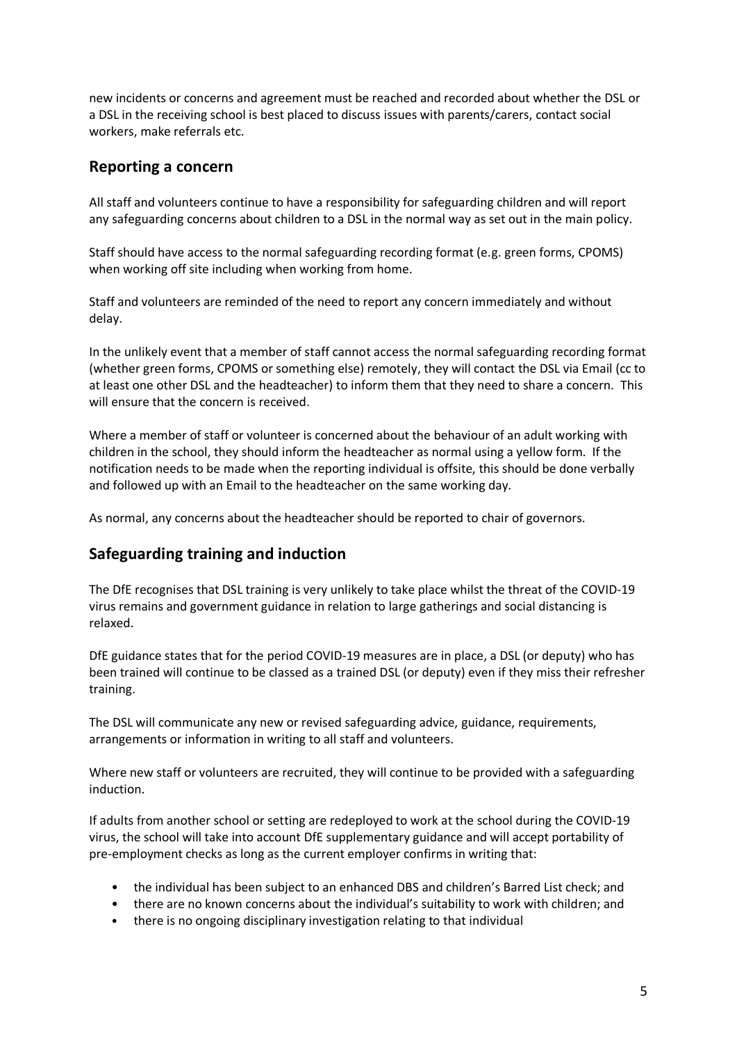new incidents or concerns and agreement must be reached and recorded about whether the DSL or a DSL in the receiving school is best placed to discuss issues with parents/carers, contact social workers, make referrals etc.

## Reporting a concern

All staff and volunteers continue to have a responsibility for safeguarding children and will report any safeguarding concerns about children to a DSL in the normal way as set out in the main policy.

Staff should have access to the normal safeguarding recording format (e.g. green forms, CPOMS) when working off site including when working from home.

Staff and volunteers are reminded of the need to report any concern immediately and without delay.

In the unlikely event that a member of staff cannot access the normal safeguarding recording format (whether green forms, CPOMS or something else) remotely, they will contact the DSL via Email (cc to at least one other DSL and the headteacher) to inform them that they need to share a concern. This will ensure that the concern is received.

Where a member of staff or volunteer is concerned about the behaviour of an adult working with children in the school, they should inform the headteacher as normal using a yellow form. If the notification needs to be made when the reporting individual is offsite, this should be done verbally and followed up with an Email to the headteacher on the same working day.

As normal, any concerns about the headteacher should be reported to chair of governors.

## Safeguarding training and induction

The DfE recognises that DSL training is very unlikely to take place whilst the threat of the COVID-19 virus remains and government guidance in relation to large gatherings and social distancing is relaxed.

DfE guidance states that for the period COVID-19 measures are in place, a DSL (or deputy) who has been trained will continue to be classed as a trained DSL (or deputy) even if they miss their refresher training.

The DSL will communicate any new or revised safeguarding advice, guidance, requirements, arrangements or information in writing to all staff and volunteers.

Where new staff or volunteers are recruited, they will continue to be provided with a safeguarding induction.

If adults from another school or setting are redeployed to work at the school during the COVID-19 virus, the school will take into account DfE supplementary guidance and will accept portability of pre-employment checks as long as the current employer confirms in writing that:

- the individual has been subject to an enhanced DBS and children's Barred List check; and
- there are no known concerns about the individual's suitability to work with children; and
- there is no ongoing disciplinary investigation relating to that individual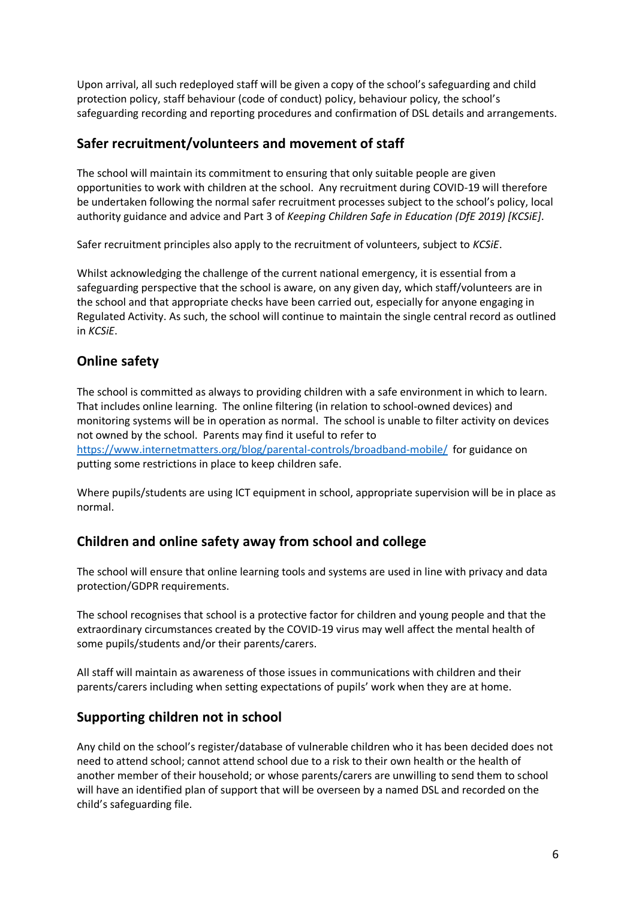Upon arrival, all such redeployed staff will be given a copy of the school's safeguarding and child protection policy, staff behaviour (code of conduct) policy, behaviour policy, the school's safeguarding recording and reporting procedures and confirmation of DSL details and arrangements.

## Safer recruitment/volunteers and movement of staff

The school will maintain its commitment to ensuring that only suitable people are given opportunities to work with children at the school. Any recruitment during COVID-19 will therefore be undertaken following the normal safer recruitment processes subject to the school's policy, local authority guidance and advice and Part 3 of *Keeping Children Safe in Education (DfE 2019) [KCSiE]*.

Safer recruitment principles also apply to the recruitment of volunteers, subject to *KCSiE*.

Whilst acknowledging the challenge of the current national emergency, it is essential from a safeguarding perspective that the school is aware, on any given day, which staff/volunteers are in the school and that appropriate checks have been carried out, especially for anyone engaging in Regulated Activity. As such, the school will continue to maintain the single central record as outlined in *KCSiE*.

## Online safety

The school is committed as always to providing children with a safe environment in which to learn. That includes online learning. The online filtering (in relation to school-owned devices) and monitoring systems will be in operation as normal. The school is unable to filter activity on devices not owned by the school. Parents may find it useful to refer to https://www.internetmatters.org/blog/parental-controls/broadband-mobile/ for guidance on putting some restrictions in place to keep children safe.

Where pupils/students are using ICT equipment in school, appropriate supervision will be in place as normal.

## Children and online safety away from school and college

The school will ensure that online learning tools and systems are used in line with privacy and data protection/GDPR requirements.

The school recognises that school is a protective factor for children and young people and that the extraordinary circumstances created by the COVID-19 virus may well affect the mental health of some pupils/students and/or their parents/carers.

All staff will maintain as awareness of those issues in communications with children and their parents/carers including when setting expectations of pupils' work when they are at home.

## Supporting children not in school

Any child on the school's register/database of vulnerable children who it has been decided does not need to attend school; cannot attend school due to a risk to their own health or the health of another member of their household; or whose parents/carers are unwilling to send them to school will have an identified plan of support that will be overseen by a named DSL and recorded on the child's safeguarding file.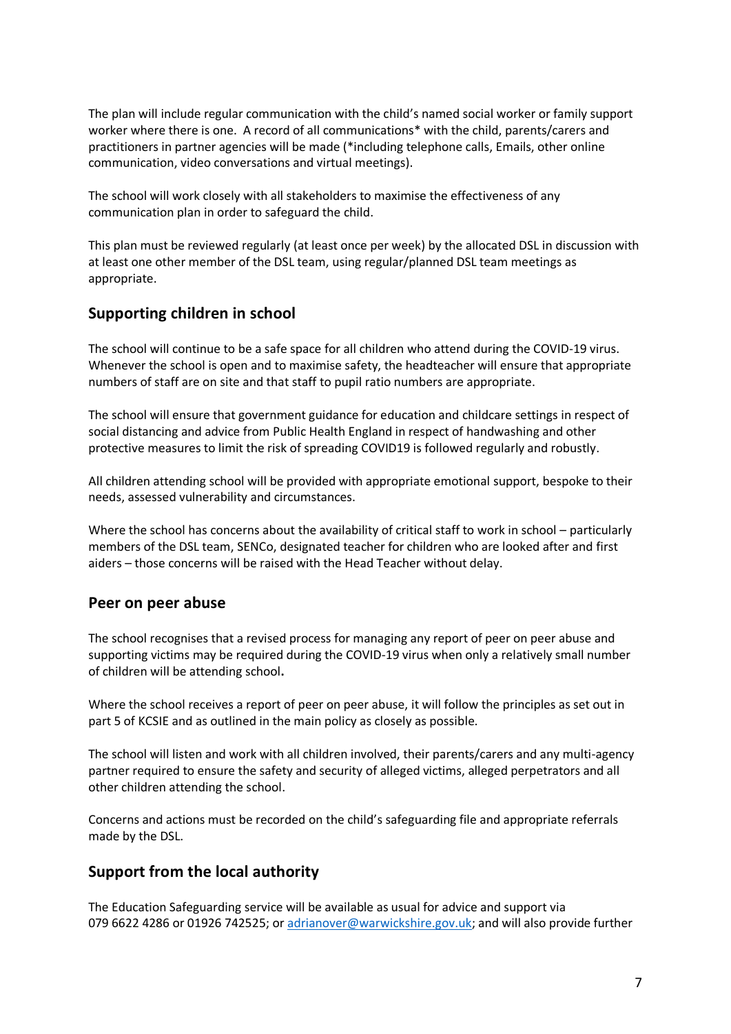The plan will include regular communication with the child's named social worker or family support worker where there is one. A record of all communications* with the child, parents/carers and practitioners in partner agencies will be made (*including telephone calls, Emails, other online communication, video conversations and virtual meetings).

The school will work closely with all stakeholders to maximise the effectiveness of any communication plan in order to safeguard the child.

This plan must be reviewed regularly (at least once per week) by the allocated DSL in discussion with at least one other member of the DSL team, using regular/planned DSL team meetings as appropriate.

## Supporting children in school

The school will continue to be a safe space for all children who attend during the COVID-19 virus. Whenever the school is open and to maximise safety, the headteacher will ensure that appropriate numbers of staff are on site and that staff to pupil ratio numbers are appropriate.

The school will ensure that government guidance for education and childcare settings in respect of social distancing and advice from Public Health England in respect of handwashing and other protective measures to limit the risk of spreading COVID19 is followed regularly and robustly.

All children attending school will be provided with appropriate emotional support, bespoke to their needs, assessed vulnerability and circumstances.

Where the school has concerns about the availability of critical staff to work in school – particularly members of the DSL team, SENCo, designated teacher for children who are looked after and first aiders – those concerns will be raised with the Head Teacher without delay.

## Peer on peer abuse

The school recognises that a revised process for managing any report of peer on peer abuse and supporting victims may be required during the COVID-19 virus when only a relatively small number of children will be attending school**.**

Where the school receives a report of peer on peer abuse, it will follow the principles as set out in part 5 of KCSIE and as outlined in the main policy as closely as possible.

The school will listen and work with all children involved, their parents/carers and any multi-agency partner required to ensure the safety and security of alleged victims, alleged perpetrators and all other children attending the school.

Concerns and actions must be recorded on the child's safeguarding file and appropriate referrals made by the DSL.

## Support from the local authority

The Education Safeguarding service will be available as usual for advice and support via 079 6622 4286 or 01926 742525; or adrianover@warwickshire.gov.uk; and will also provide further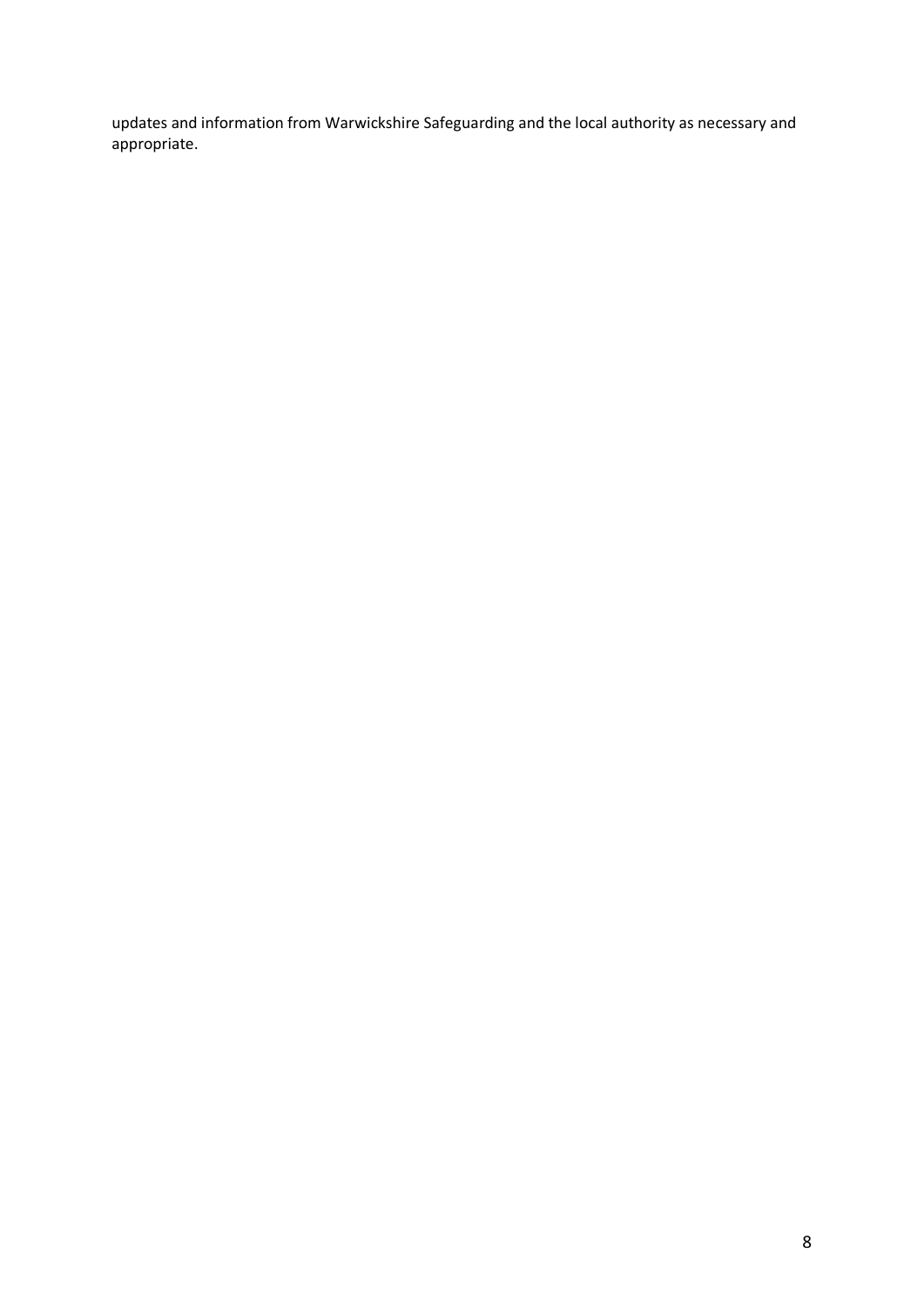updates and information from Warwickshire Safeguarding and the local authority as necessary and appropriate.